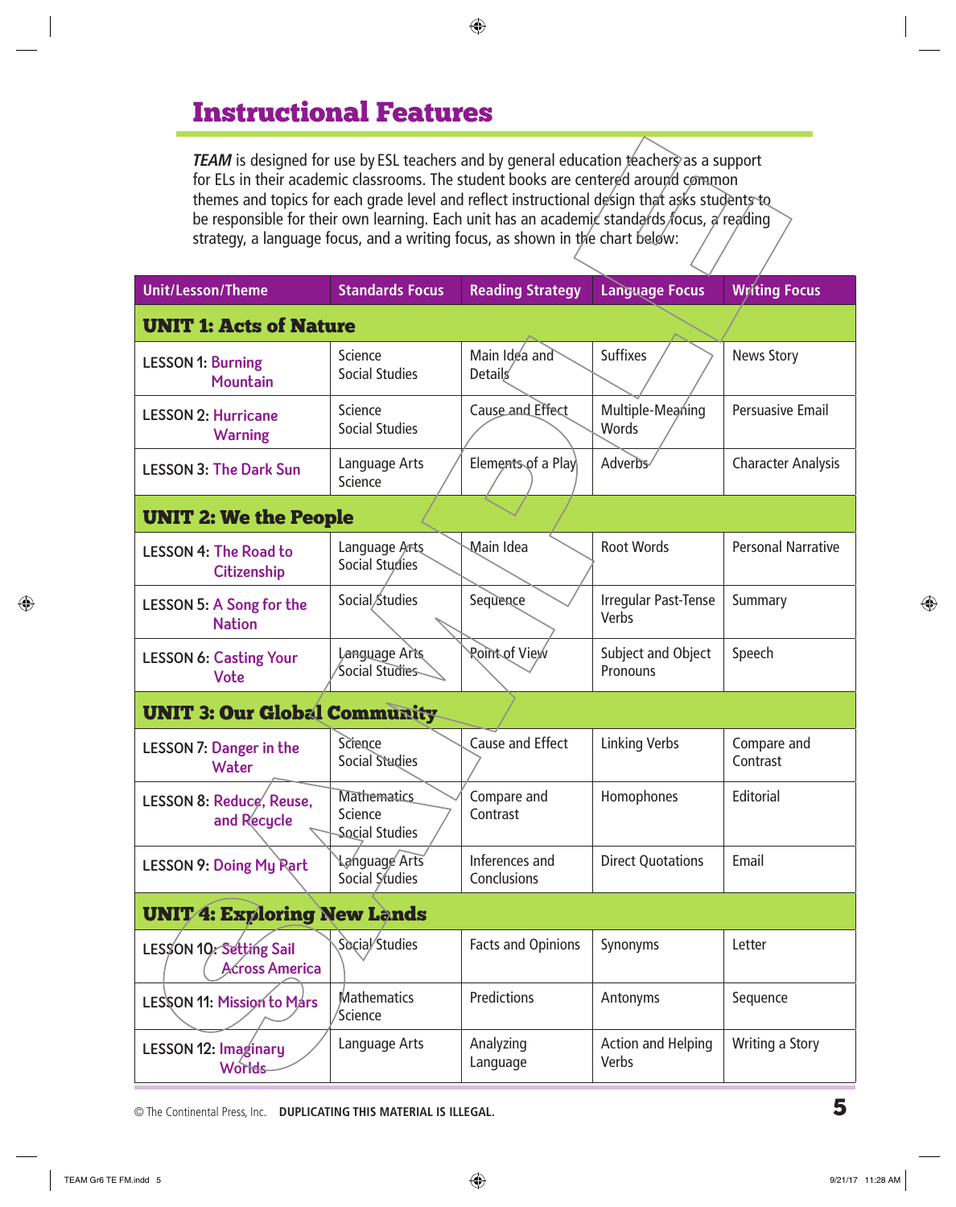# Instructional Features

*TEAM* is designed for use by ESL teachers and by general education teachers as a support for ELs in their academic classrooms. The student books are centered around common themes and topics for each grade level and reflect instructional design that asks students to be responsible for their own learning. Each unit has an academic standards focus, a reading strategy, a language focus, and a writing focus, as shown in the chart below:

| Unit/Lesson/Theme | Standards Focus | Reading Strategy | Language Focus | Writing Focus |
|---|---|---|---|---|
| **UNIT 1: Acts of Nature** | | | | |
| LESSON 1: Burning Mountain | Science<br>Social Studies | Main Idea and Details | Suffixes | News Story |
| LESSON 2: Hurricane Warning | Science<br>Social Studies | Cause and Effect | Multiple-Meaning Words | Persuasive Email |
| LESSON 3: The Dark Sun | Language Arts<br>Science | Elements of a Play | Adverbs | Character Analysis |
| **UNIT 2: We the People** | | | | |
| LESSON 4: The Road to Citizenship | Language Arts<br>Social Studies | Main Idea | Root Words | Personal Narrative |
| LESSON 5: A Song for the Nation | Social Studies | Sequence | Irregular Past-Tense Verbs | Summary |
| LESSON 6: Casting Your Vote | Language Arts<br>Social Studies | Point of View | Subject and Object Pronouns | Speech |
| **UNIT 3: Our Global Community** | | | | |
| LESSON 7: Danger in the Water | Science<br>Social Studies | Cause and Effect | Linking Verbs | Compare and Contrast |
| LESSON 8: Reduce, Reuse, and Recycle | Mathematics<br>Science<br>Social Studies | Compare and Contrast | Homophones | Editorial |
| LESSON 9: Doing My Part | Language Arts<br>Social Studies | Inferences and Conclusions | Direct Quotations | Email |
| **UNIT 4: Exploring New Lands** | | | | |
| LESSON 10: Setting Sail Across America | Social Studies | Facts and Opinions | Synonyms | Letter |
| LESSON 11: Mission to Mars | Mathematics<br>Science | Predictions | Antonyms | Sequence |
| LESSON 12: Imaginary Worlds | Language Arts | Analyzing Language | Action and Helping Verbs | Writing a Story |

© The Continental Press, Inc. **DUPLICATING THIS MATERIAL IS ILLEGAL.**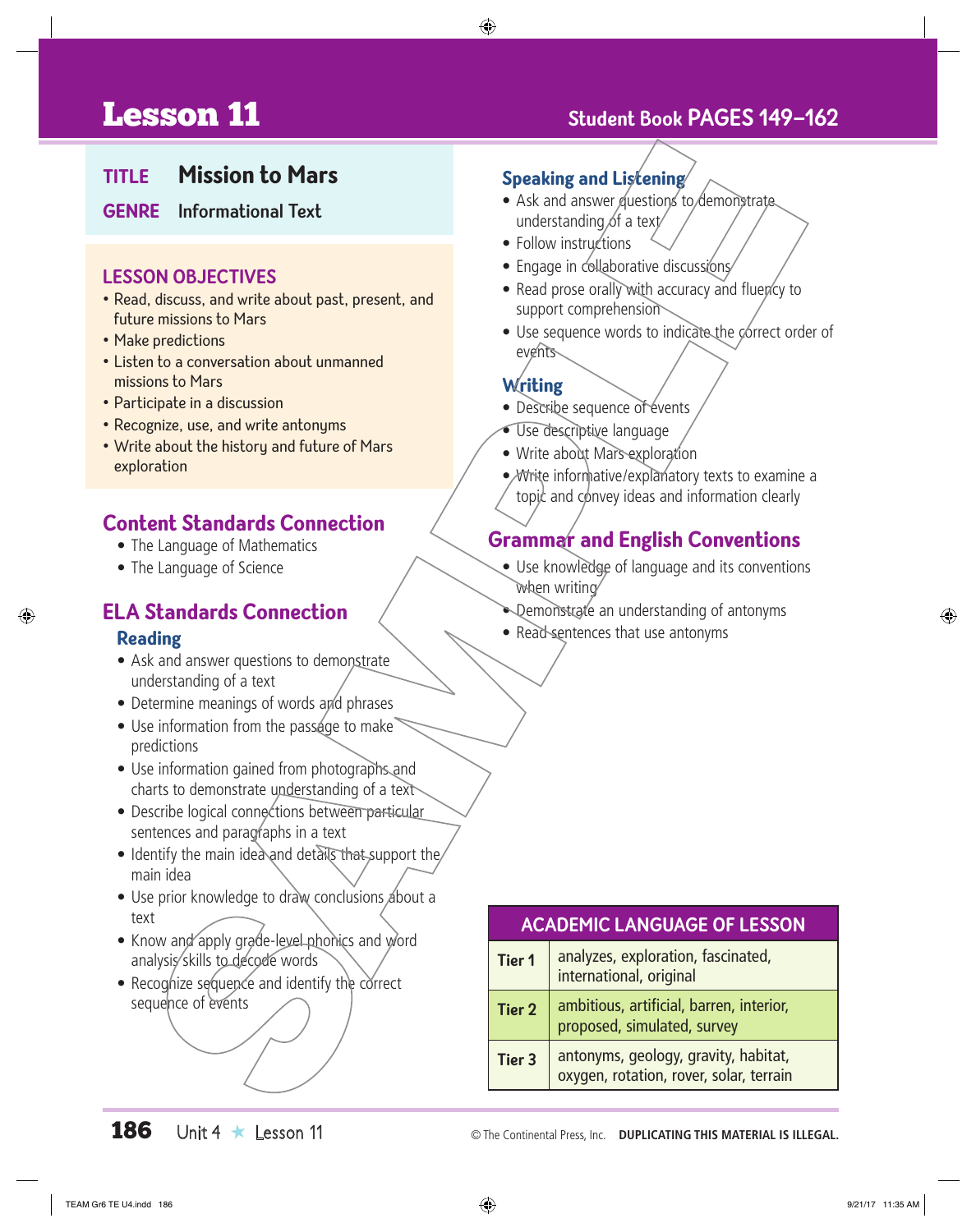# Lesson 11

## Student Book PAGES 149–162

**TITLE** Mission to Mars

**GENRE** Informational Text

### LESSON OBJECTIVES

- Read, discuss, and write about past, present, and future missions to Mars
- Make predictions
- Listen to a conversation about unmanned missions to Mars
- Participate in a discussion
- Recognize, use, and write antonyms
- Write about the history and future of Mars exploration

## Content Standards Connection

- The Language of Mathematics
- The Language of Science

## ELA Standards Connection

### Reading

- Ask and answer questions to demonstrate understanding of a text
- Determine meanings of words and phrases
- Use information from the passage to make predictions
- Use information gained from photographs and charts to demonstrate understanding of a text
- Describe logical connections between particular sentences and paragraphs in a text
- Identify the main idea and details that support the main idea
- Use prior knowledge to draw conclusions about a text
- Know and apply grade-level phonics and word analysis skills to decode words
- Recognize sequence and identify the correct sequence of events

### Speaking and Listening

- Ask and answer questions to demonstrate understanding of a text
- Follow instructions
- Engage in collaborative discussions
- Read prose orally with accuracy and fluency to support comprehension
- Use sequence words to indicate the correct order of events

### Writing

- Describe sequence of events
- Use descriptive language
- Write about Mars exploration
- Write informative/explanatory texts to examine a topic and convey ideas and information clearly

## Grammar and English Conventions

- Use knowledge of language and its conventions when writing
- Demonstrate an understanding of antonyms
- Read sentences that use antonyms

| ACADEMIC LANGUAGE OF LESSON | |
|---|---|
| **Tier 1** | analyzes, exploration, fascinated, international, original |
| **Tier 2** | ambitious, artificial, barren, interior, proposed, simulated, survey |
| **Tier 3** | antonyms, geology, gravity, habitat, oxygen, rotation, rover, solar, terrain |

© The Continental Press, Inc. **DUPLICATING THIS MATERIAL IS ILLEGAL.**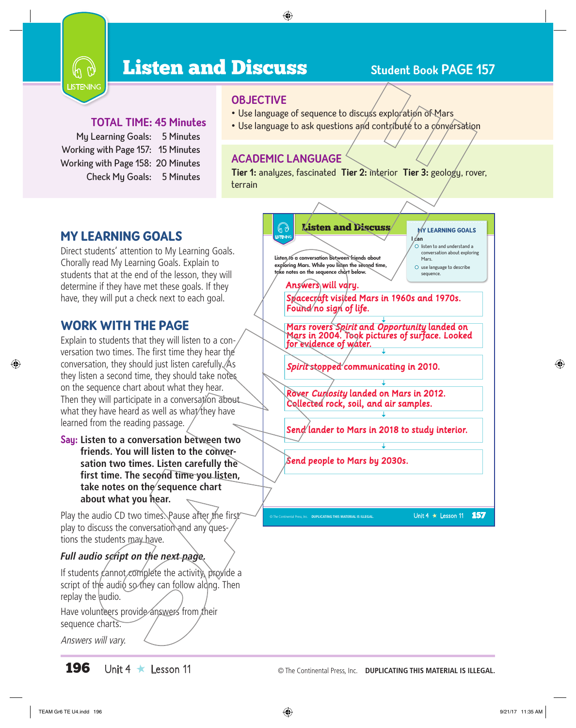# Listen and Discuss

**Student Book PAGE 157**

LISTENING

## TOTAL TIME: 45 Minutes

My Learning Goals: 5 Minutes
Working with Page 157: 15 Minutes
Working with Page 158: 20 Minutes
Check My Goals: 5 Minutes

## OBJECTIVE

- Use language of sequence to discuss exploration of Mars
- Use language to ask questions and contribute to a conversation

## ACADEMIC LANGUAGE

**Tier 1:** analyzes, fascinated **Tier 2:** interior **Tier 3:** geology, rover, terrain

## MY LEARNING GOALS

Direct students' attention to My Learning Goals. Chorally read My Learning Goals. Explain to students that at the end of the lesson, they will determine if they have met these goals. If they have, they will put a check next to each goal.

## WORK WITH THE PAGE

Explain to students that they will listen to a conversation two times. The first time they hear the conversation, they should just listen carefully. As they listen a second time, they should take notes on the sequence chart about what they hear. Then they will participate in a conversation about what they have heard as well as what they have learned from the reading passage.

**Say: Listen to a conversation between two friends. You will listen to the conversation two times. Listen carefully the first time. The second time you listen, take notes on the sequence chart about what you hear.**

Play the audio CD two times. Pause after the first play to discuss the conversation and any questions the students may have.

***Full audio script on the next page.***

If students cannot complete the activity, provide a script of the audio so they can follow along. Then replay the audio.

Have volunteers provide answers from their sequence charts.

*Answers will vary.*

---

**Listen and Discuss**

**MY LEARNING GOALS**
**I can**
- ○ listen to and understand a conversation about exploring Mars.
- ○ use language to describe sequence.

Listen to a conversation between friends about exploring Mars. While you listen the second time, take notes on the sequence chart below.

*Answers will vary.*

Spacecraft visited Mars in 1960s and 1970s. Found no sign of life.

↓

Mars rovers *Spirit* and *Opportunity* landed on Mars in 2004. Took pictures of surface. Looked for evidence of water.

↓

*Spirit* stopped communicating in 2010.

↓

Rover *Curiosity* landed on Mars in 2012. Collected rock, soil, and air samples.

↓

Send lander to Mars in 2018 to study interior.

↓

Send people to Mars by 2030s.

© The Continental Press, Inc. DUPLICATING THIS MATERIAL IS ILLEGAL. Unit 4 ★ Lesson 11 157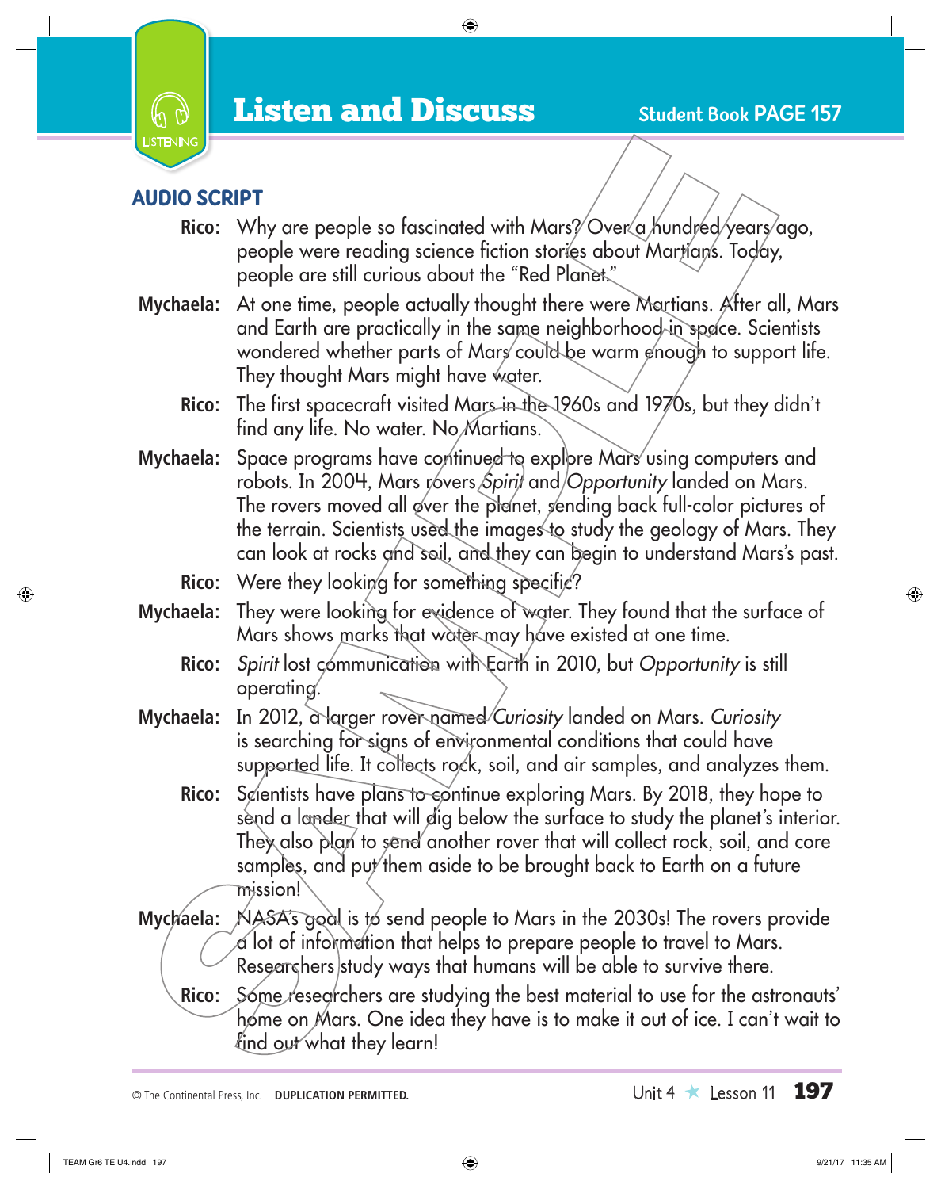LISTENING

# Listen and Discuss

Student Book PAGE 157

## AUDIO SCRIPT

**Rico:** Why are people so fascinated with Mars? Over a hundred years ago, people were reading science fiction stories about Martians. Today, people are still curious about the "Red Planet."

**Mychaela:** At one time, people actually thought there were Martians. After all, Mars and Earth are practically in the same neighborhood in space. Scientists wondered whether parts of Mars could be warm enough to support life. They thought Mars might have water.

**Rico:** The first spacecraft visited Mars in the 1960s and 1970s, but they didn't find any life. No water. No Martians.

**Mychaela:** Space programs have continued to explore Mars using computers and robots. In 2004, Mars rovers *Spirit* and *Opportunity* landed on Mars. The rovers moved all over the planet, sending back full-color pictures of the terrain. Scientists used the images to study the geology of Mars. They can look at rocks and soil, and they can begin to understand Mars's past.

**Rico:** Were they looking for something specific?

**Mychaela:** They were looking for evidence of water. They found that the surface of Mars shows marks that water may have existed at one time.

**Rico:** *Spirit* lost communication with Earth in 2010, but *Opportunity* is still operating.

**Mychaela:** In 2012, a larger rover named *Curiosity* landed on Mars. *Curiosity* is searching for signs of environmental conditions that could have supported life. It collects rock, soil, and air samples, and analyzes them.

**Rico:** Scientists have plans to continue exploring Mars. By 2018, they hope to send a lander that will dig below the surface to study the planet's interior. They also plan to send another rover that will collect rock, soil, and core samples, and put them aside to be brought back to Earth on a future mission!

**Mychaela:** NASA's goal is to send people to Mars in the 2030s! The rovers provide a lot of information that helps to prepare people to travel to Mars. Researchers study ways that humans will be able to survive there.

**Rico:** Some researchers are studying the best material to use for the astronauts' home on Mars. One idea they have is to make it out of ice. I can't wait to find out what they learn!

© The Continental Press, Inc. **DUPLICATION PERMITTED.**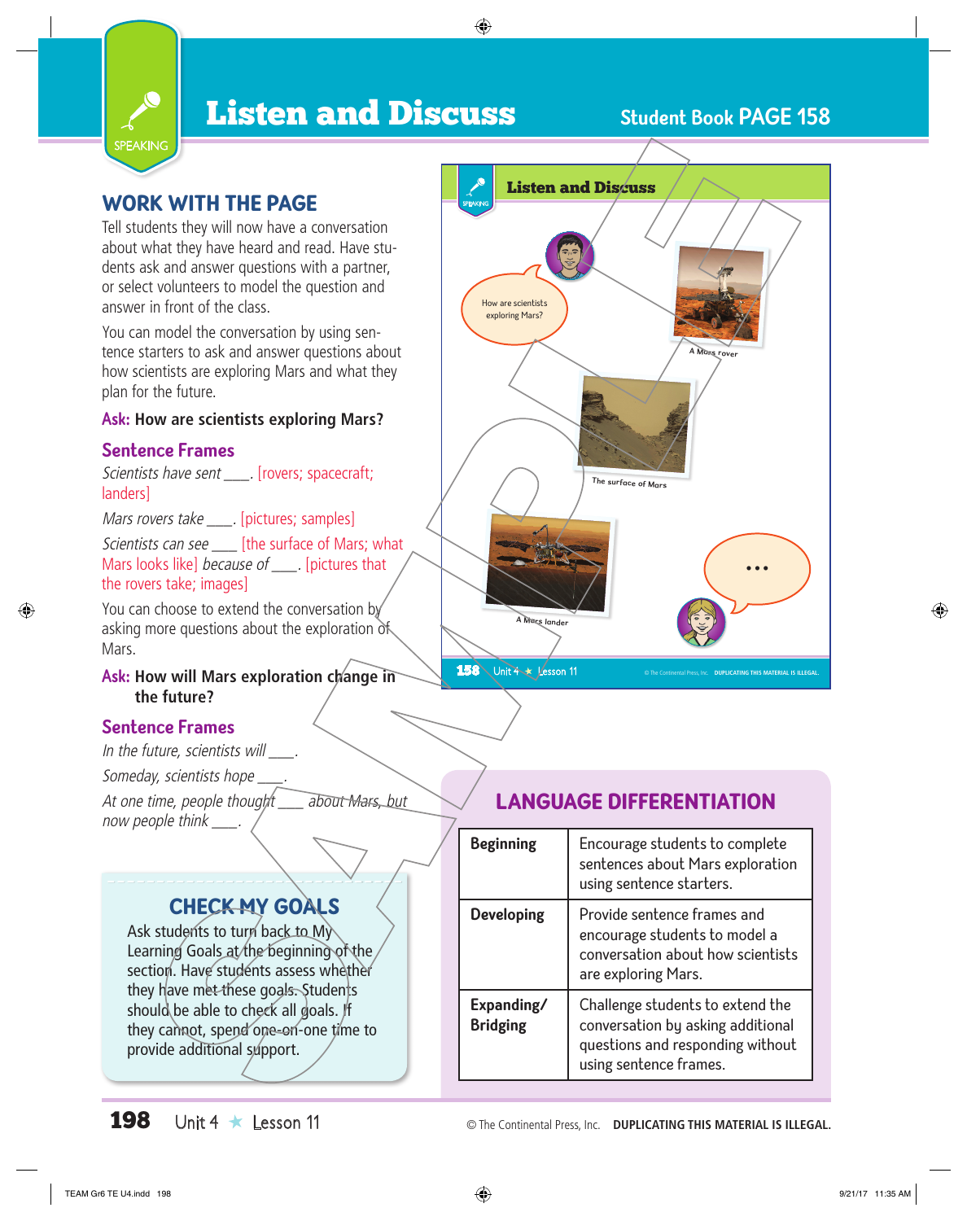# Listen and Discuss

SPEAKING

**Student Book PAGE 158**

## WORK WITH THE PAGE

Tell students they will now have a conversation about what they have heard and read. Have students ask and answer questions with a partner, or select volunteers to model the question and answer in front of the class.

You can model the conversation by using sentence starters to ask and answer questions about how scientists are exploring Mars and what they plan for the future.

**Ask: How are scientists exploring Mars?**

### Sentence Frames

*Scientists have sent* ___. [rovers; spacecraft; landers]

*Mars rovers take* ___. [pictures; samples]

*Scientists can see* ___ [the surface of Mars; what Mars looks like] *because of* ___. [pictures that the rovers take; images]

You can choose to extend the conversation by asking more questions about the exploration of Mars.

**Ask: How will Mars exploration change in the future?**

### Sentence Frames

*In the future, scientists will* ___.

*Someday, scientists hope* ___.

*At one time, people thought* ___ *about Mars, but now people think* ___.

### CHECK MY GOALS

Ask students to turn back to My Learning Goals at the beginning of the section. Have students assess whether they have met these goals. Students should be able to check all goals. If they cannot, spend one-on-one time to provide additional support.

Listen and Discuss

How are scientists exploring Mars?

A Mars rover

The surface of Mars

A Mars lander

...

## LANGUAGE DIFFERENTIATION

| | |
|---|---|
| **Beginning** | Encourage students to complete sentences about Mars exploration using sentence starters. |
| **Developing** | Provide sentence frames and encourage students to model a conversation about how scientists are exploring Mars. |
| **Expanding/ Bridging** | Challenge students to extend the conversation by asking additional questions and responding without using sentence frames. |